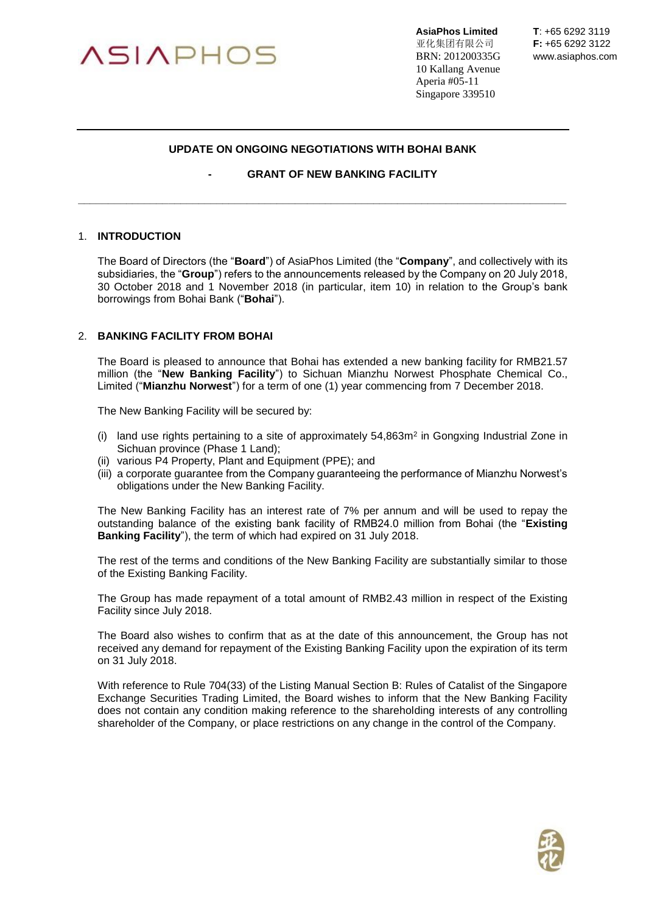ASIAPHOS

**AsiaPhos Limited**
亚化集团有限公司
BRN: 201200335G
10 Kallang Avenue
Aperia #05-11
Singapore 339510

**T**: +65 6292 3119
**F:** +65 6292 3122
www.asiaphos.com

---

**UPDATE ON ONGOING NEGOTIATIONS WITH BOHAI BANK**

**- GRANT OF NEW BANKING FACILITY**

---

## 1. INTRODUCTION

The Board of Directors (the "**Board**") of AsiaPhos Limited (the "**Company**", and collectively with its subsidiaries, the "**Group**") refers to the announcements released by the Company on 20 July 2018, 30 October 2018 and 1 November 2018 (in particular, item 10) in relation to the Group's bank borrowings from Bohai Bank ("**Bohai**").

## 2. BANKING FACILITY FROM BOHAI

The Board is pleased to announce that Bohai has extended a new banking facility for RMB21.57 million (the "**New Banking Facility**") to Sichuan Mianzhu Norwest Phosphate Chemical Co., Limited ("**Mianzhu Norwest**") for a term of one (1) year commencing from 7 December 2018.

The New Banking Facility will be secured by:

(i) land use rights pertaining to a site of approximately 54,863m$^2$ in Gongxing Industrial Zone in Sichuan province (Phase 1 Land);
(ii) various P4 Property, Plant and Equipment (PPE); and
(iii) a corporate guarantee from the Company guaranteeing the performance of Mianzhu Norwest's obligations under the New Banking Facility.

The New Banking Facility has an interest rate of 7% per annum and will be used to repay the outstanding balance of the existing bank facility of RMB24.0 million from Bohai (the "**Existing Banking Facility**"), the term of which had expired on 31 July 2018.

The rest of the terms and conditions of the New Banking Facility are substantially similar to those of the Existing Banking Facility.

The Group has made repayment of a total amount of RMB2.43 million in respect of the Existing Facility since July 2018.

The Board also wishes to confirm that as at the date of this announcement, the Group has not received any demand for repayment of the Existing Banking Facility upon the expiration of its term on 31 July 2018.

With reference to Rule 704(33) of the Listing Manual Section B: Rules of Catalist of the Singapore Exchange Securities Trading Limited, the Board wishes to inform that the New Banking Facility does not contain any condition making reference to the shareholding interests of any controlling shareholder of the Company, or place restrictions on any change in the control of the Company.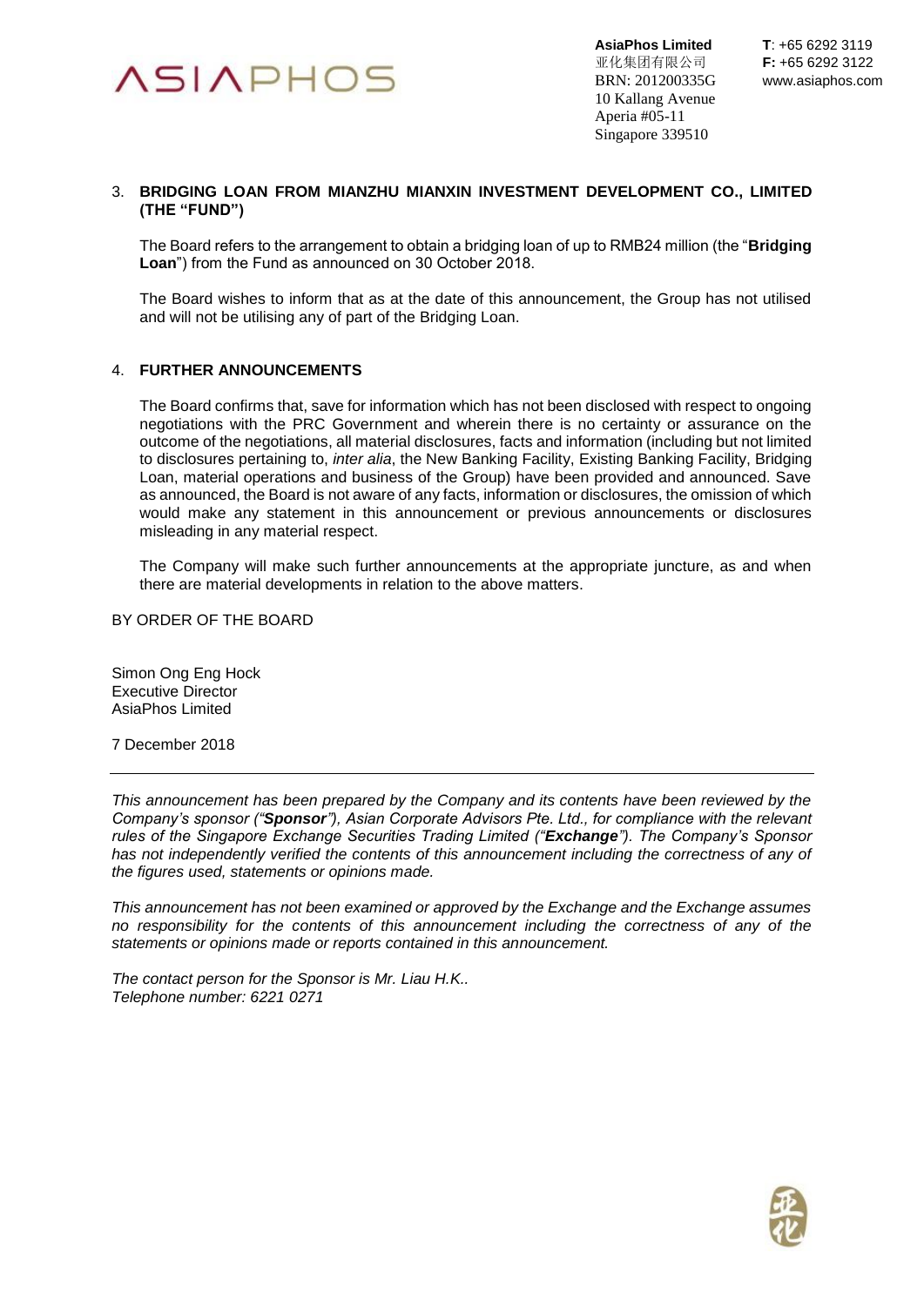### 3. BRIDGING LOAN FROM MIANZHU MIANXIN INVESTMENT DEVELOPMENT CO., LIMITED (THE "FUND")

The Board refers to the arrangement to obtain a bridging loan of up to RMB24 million (the "**Bridging Loan**") from the Fund as announced on 30 October 2018.

The Board wishes to inform that as at the date of this announcement, the Group has not utilised and will not be utilising any of part of the Bridging Loan.

### 4. FURTHER ANNOUNCEMENTS

The Board confirms that, save for information which has not been disclosed with respect to ongoing negotiations with the PRC Government and wherein there is no certainty or assurance on the outcome of the negotiations, all material disclosures, facts and information (including but not limited to disclosures pertaining to, *inter alia*, the New Banking Facility, Existing Banking Facility, Bridging Loan, material operations and business of the Group) have been provided and announced. Save as announced, the Board is not aware of any facts, information or disclosures, the omission of which would make any statement in this announcement or previous announcements or disclosures misleading in any material respect.

The Company will make such further announcements at the appropriate juncture, as and when there are material developments in relation to the above matters.

BY ORDER OF THE BOARD

Simon Ong Eng Hock
Executive Director
AsiaPhos Limited

7 December 2018

---

*This announcement has been prepared by the Company and its contents have been reviewed by the Company's sponsor ("**Sponsor**"), Asian Corporate Advisors Pte. Ltd., for compliance with the relevant rules of the Singapore Exchange Securities Trading Limited ("**Exchange**"). The Company's Sponsor has not independently verified the contents of this announcement including the correctness of any of the figures used, statements or opinions made.*

*This announcement has not been examined or approved by the Exchange and the Exchange assumes no responsibility for the contents of this announcement including the correctness of any of the statements or opinions made or reports contained in this announcement.*

*The contact person for the Sponsor is Mr. Liau H.K..*
*Telephone number: 6221 0271*